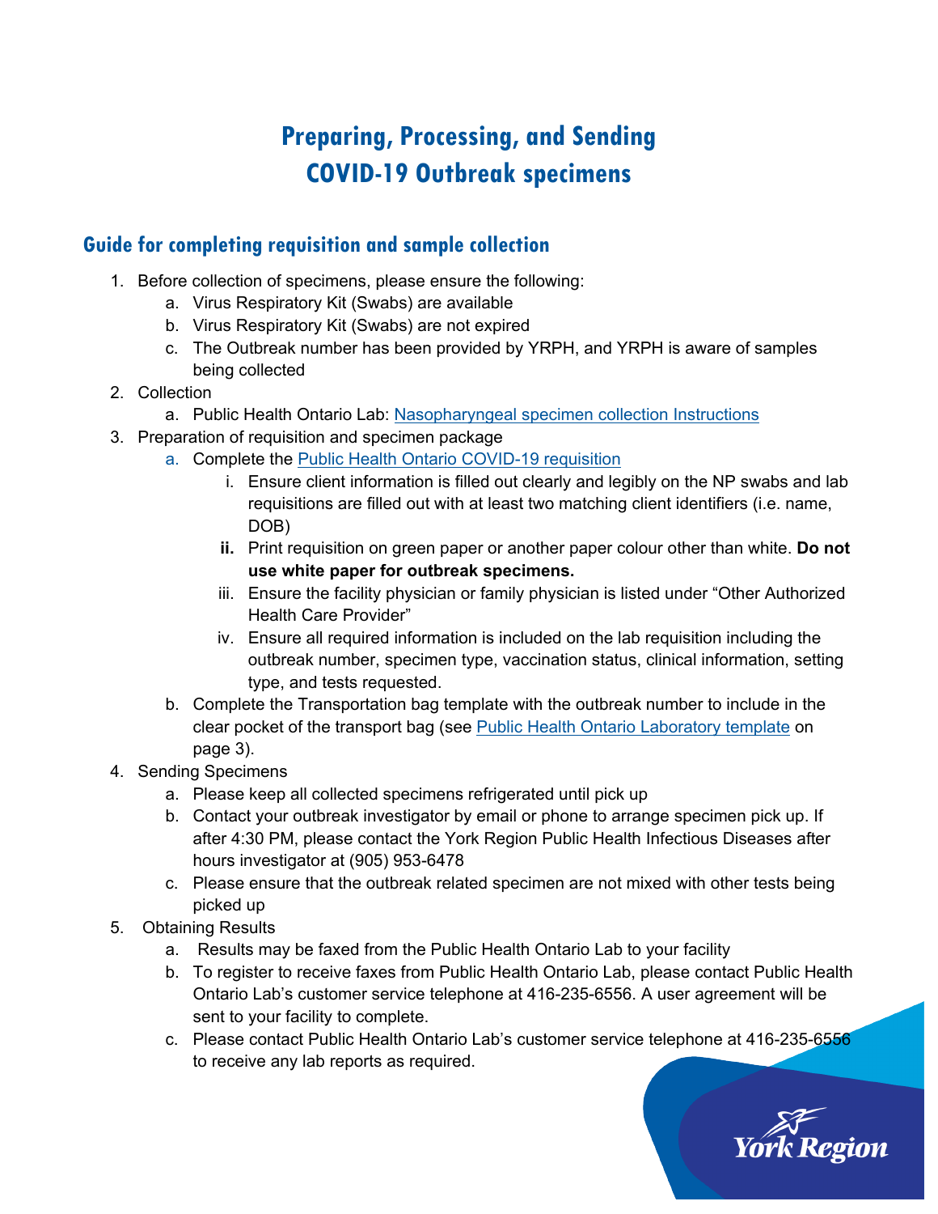# Preparing, Processing, and Sending COVID-19 Outbreak specimens

## Guide for completing requisition and sample collection

1. Before collection of specimens, please ensure the following:
    a. Virus Respiratory Kit (Swabs) are available
    b. Virus Respiratory Kit (Swabs) are not expired
    c. The Outbreak number has been provided by YRPH, and YRPH is aware of samples being collected
2. Collection
    a. Public Health Ontario Lab: Nasopharyngeal specimen collection Instructions
3. Preparation of requisition and specimen package
    a. Complete the Public Health Ontario COVID-19 requisition
        i. Ensure client information is filled out clearly and legibly on the NP swabs and lab requisitions are filled out with at least two matching client identifiers (i.e. name, DOB)
        **ii.** Print requisition on green paper or another paper colour other than white. **Do not use white paper for outbreak specimens.**
        iii. Ensure the facility physician or family physician is listed under "Other Authorized Health Care Provider"
        iv. Ensure all required information is included on the lab requisition including the outbreak number, specimen type, vaccination status, clinical information, setting type, and tests requested.
    b. Complete the Transportation bag template with the outbreak number to include in the clear pocket of the transport bag (see Public Health Ontario Laboratory template on page 3).
4. Sending Specimens
    a. Please keep all collected specimens refrigerated until pick up
    b. Contact your outbreak investigator by email or phone to arrange specimen pick up. If after 4:30 PM, please contact the York Region Public Health Infectious Diseases after hours investigator at (905) 953-6478
    c. Please ensure that the outbreak related specimen are not mixed with other tests being picked up
5. Obtaining Results
    a. Results may be faxed from the Public Health Ontario Lab to your facility
    b. To register to receive faxes from Public Health Ontario Lab, please contact Public Health Ontario Lab's customer service telephone at 416-235-6556. A user agreement will be sent to your facility to complete.
    c. Please contact Public Health Ontario Lab's customer service telephone at 416-235-6556 to receive any lab reports as required.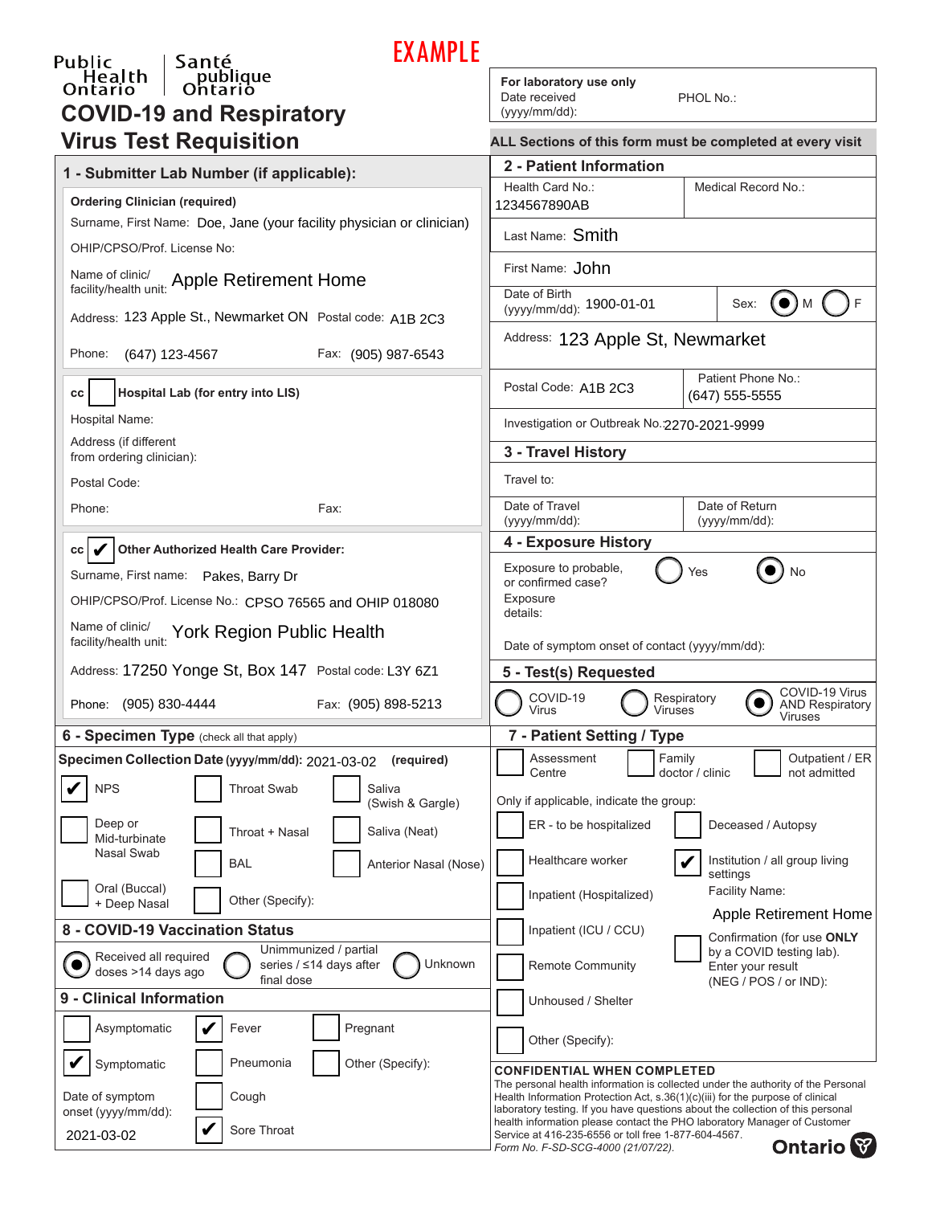EXAMPLE

Public Health Ontario | Santé publique Ontario

# COVID-19 and Respiratory Virus Test Requisition

**For laboratory use only**
Date received (yyyy/mm/dd):
PHOL No.:

**ALL Sections of this form must be completed at every visit**

## 1 - Submitter Lab Number (if applicable):

**Ordering Clinician (required)**

Surname, First Name: Doe, Jane (your facility physician or clinician)

OHIP/CPSO/Prof. License No:

Name of clinic/ facility/health unit: Apple Retirement Home

Address: 123 Apple St., Newmarket ON Postal code: A1B 2C3

Phone: (647) 123-4567 Fax: (905) 987-6543

cc ☐ **Hospital Lab (for entry into LIS)**

Hospital Name:

Address (if different from ordering clinician):

Postal Code:

Phone: Fax:

cc ☑ **Other Authorized Health Care Provider:**

Surname, First name: Pakes, Barry Dr

OHIP/CPSO/Prof. License No.: CPSO 76565 and OHIP 018080

Name of clinic/ facility/health unit: York Region Public Health

Address: 17250 Yonge St, Box 147 Postal code: L3Y 6Z1

Phone: (905) 830-4444 Fax: (905) 898-5213

## 2 - Patient Information

Health Card No.: 1234567890AB

Medical Record No.:

Last Name: Smith

First Name: John

Date of Birth (yyyy/mm/dd): 1900-01-01

Sex: ◉ M ○ F

Address: 123 Apple St, Newmarket

Postal Code: A1B 2C3

Patient Phone No.: (647) 555-5555

Investigation or Outbreak No.: 2270-2021-9999

## 3 - Travel History

Travel to:

Date of Travel (yyyy/mm/dd):

Date of Return (yyyy/mm/dd):

## 4 - Exposure History

Exposure to probable, or confirmed case? ○ Yes ◉ No

Exposure details:

Date of symptom onset of contact (yyyy/mm/dd):

## 5 - Test(s) Requested

○ COVID-19 Virus ○ Respiratory Viruses ◉ COVID-19 Virus AND Respiratory Viruses

## 6 - Specimen Type (check all that apply)

**Specimen Collection Date (yyyy/mm/dd):** 2021-03-02 **(required)**

- ☑ NPS
- ☐ Throat Swab
- ☐ Saliva (Swish & Gargle)
- ☐ Deep or Mid-turbinate Nasal Swab
- ☐ Throat + Nasal
- ☐ Saliva (Neat)
- ☐ BAL
- ☐ Anterior Nasal (Nose)
- ☐ Oral (Buccal) + Deep Nasal
- ☐ Other (Specify):

## 7 - Patient Setting / Type

- ☐ Assessment Centre
- ☐ Family doctor / clinic
- ☐ Outpatient / ER not admitted

Only if applicable, indicate the group:

- ☐ ER - to be hospitalized
- ☐ Deceased / Autopsy
- ☐ Healthcare worker
- ☑ Institution / all group living settings
  Facility Name: Apple Retirement Home
- ☐ Inpatient (Hospitalized)
- ☐ Inpatient (ICU / CCU)
- ☐ Confirmation (for use **ONLY** by a COVID testing lab). Enter your result (NEG / POS / or IND):
- ☐ Remote Community
- ☐ Unhoused / Shelter
- ☐ Other (Specify):

## 8 - COVID-19 Vaccination Status

◉ Received all required doses >14 days ago ○ Unimmunized / partial series / ≤14 days after final dose ○ Unknown

## 9 - Clinical Information

- ☐ Asymptomatic
- ☑ Fever
- ☐ Pregnant
- ☑ Symptomatic
- ☐ Pneumonia
- ☐ Other (Specify):
- ☐ Cough
- ☑ Sore Throat

Date of symptom onset (yyyy/mm/dd): 2021-03-02

**CONFIDENTIAL WHEN COMPLETED**

The personal health information is collected under the authority of the Personal Health Information Protection Act, s.36(1)(c)(iii) for the purpose of clinical laboratory testing. If you have questions about the collection of this personal health information please contact the PHO laboratory Manager of Customer Service at 416-235-6556 or toll free 1-877-604-4567.

*Form No. F-SD-SCG-4000 (21/07/22).*

Ontario